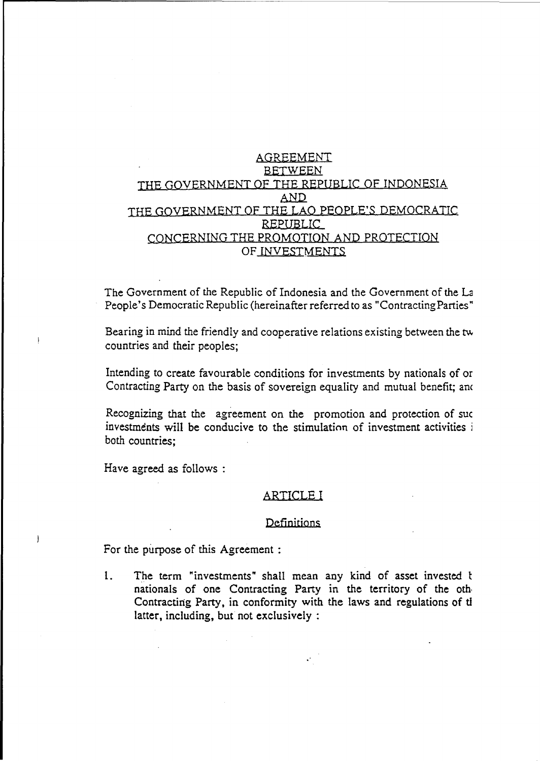# AGREEMENT BETWEEN THE GOVERNMENT OF THE REPUBLIC OF INDONESIA AND THE GOVERNMENT OF THE LAO PEOPLE'S DEMOCRATIC REPUBLIC CONCERNING THE PROMOTION AND PROTECTION OF INVESTMENTS

The Government of the Republic of Indonesia and the Government of the La People's Democratic Republic (hereinafter referred to as "Contracting Parties"

Bearing in mind the friendly and cooperative relations existing between the tw countries and their peoples;

Intending to create favourable conditions for investments by nationals of or Contracting Party on the basis of sovereign equality and mutual benefit; anc

Recognizing that the agreement on the promotion and protection of suc investments will be conducive to the stimulation of investment activities i both countries;

Have agreed as follows :

## ARTICLE I

### Definitions

For the purpose of this Agreement :

1. The term "investments" shall mean any kind of asset invested t nationals of one Contracting Party in the territory of the oth Contracting Party, in conformity with the laws and regulations of tl latter, including, but not exclusively :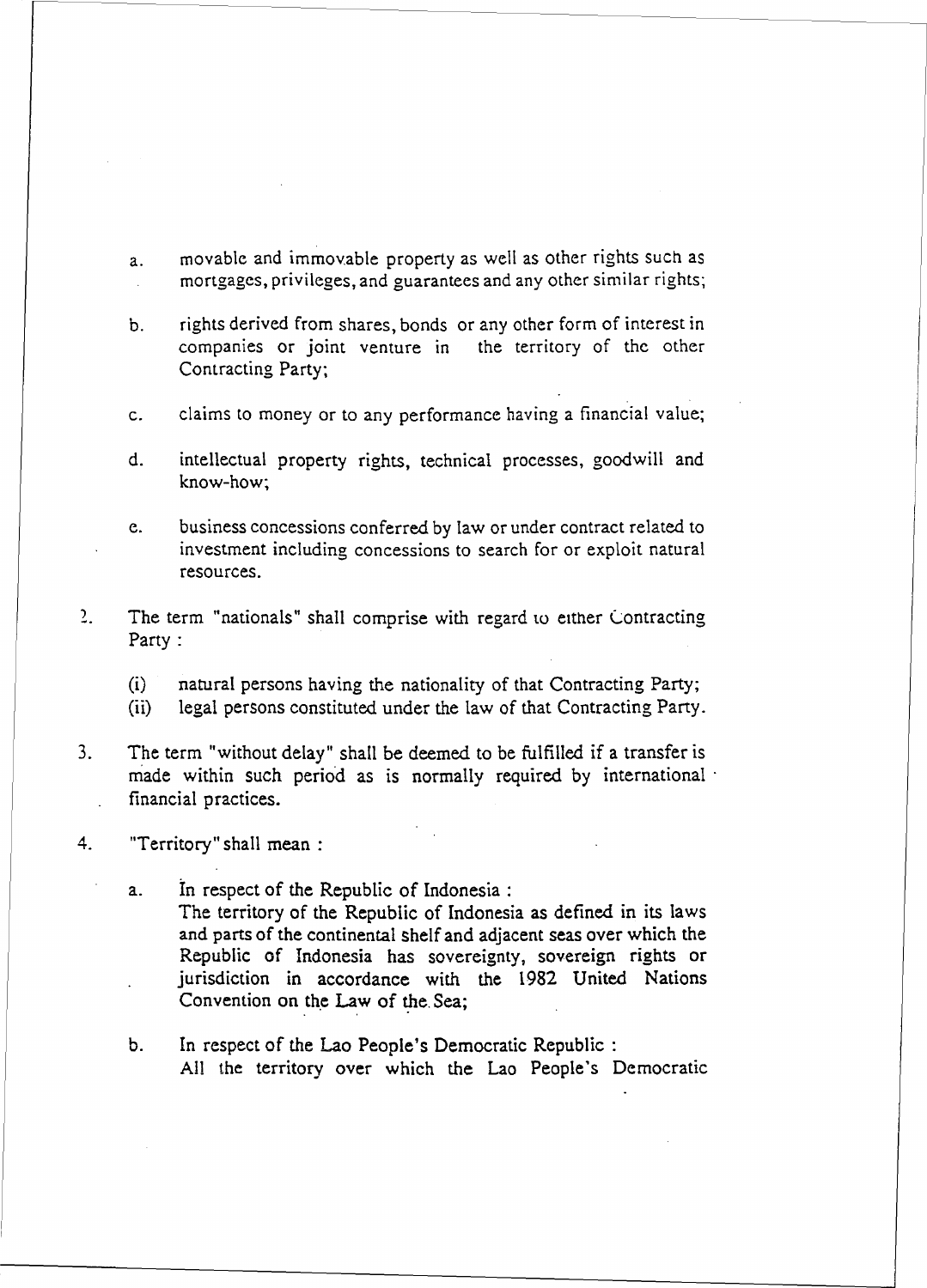a. movable and immovable property as well as other rights such as mortgages, privileges, and guarantees and any other similar rights;

b. rights derived from shares, bonds or any other form of interest in companies or joint venture in the territory of the other Contracting Party;

c. claims to money or to any performance having a financial value;

d. intellectual property rights, technical processes, goodwill and know-how;

e. business concessions conferred by law or under contract related to investment including concessions to search for or exploit natural resources.

2. The term "nationals" shall comprise with regard to either Contracting Party :

   (i) natural persons having the nationality of that Contracting Party;
   (ii) legal persons constituted under the law of that Contracting Party.

3. The term "without delay" shall be deemed to be fulfilled if a transfer is made within such period as is normally required by international financial practices.

4. "Territory" shall mean :

   a. In respect of the Republic of Indonesia :
      The territory of the Republic of Indonesia as defined in its laws and parts of the continental shelf and adjacent seas over which the Republic of Indonesia has sovereignty, sovereign rights or jurisdiction in accordance with the 1982 United Nations Convention on the Law of the Sea;

   b. In respect of the Lao People's Democratic Republic :
      All the territory over which the Lao People's Democratic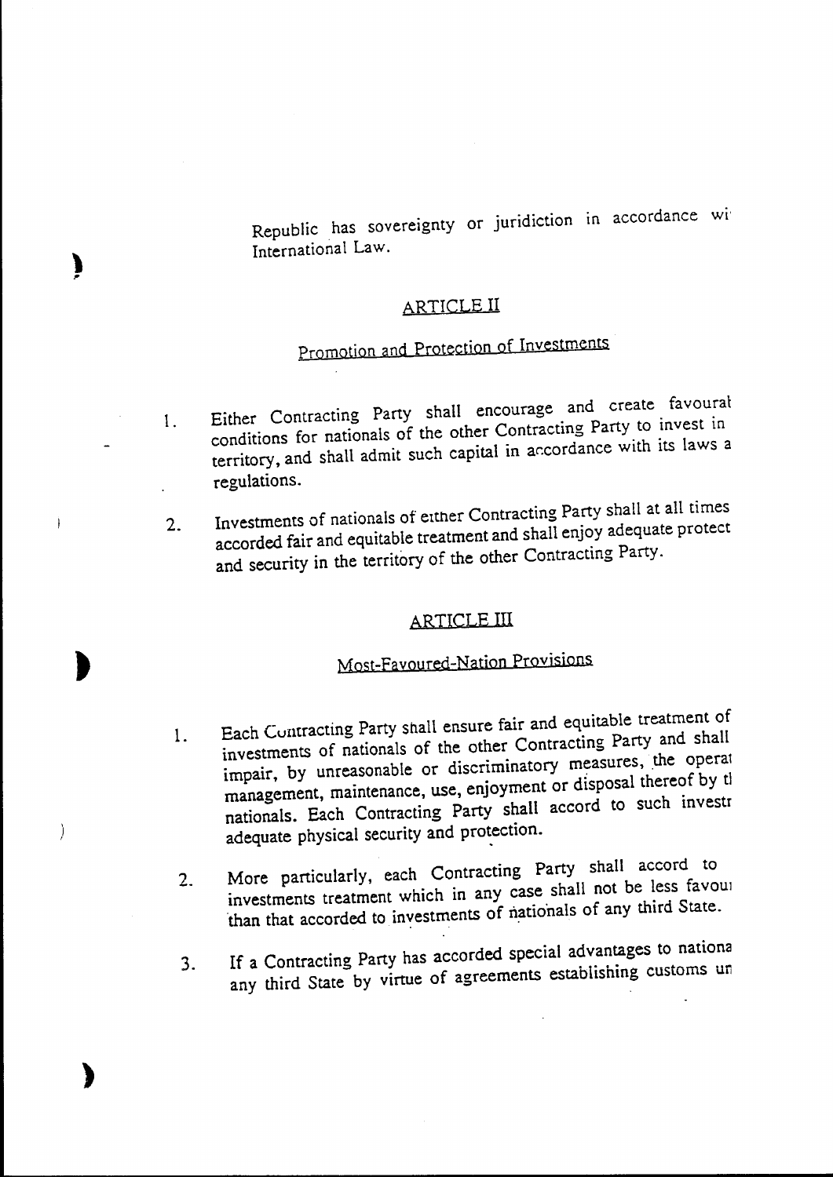Republic has sovereignty or juridiction in accordance wi International Law.

## ARTICLE II

### Promotion and Protection of Investments

1. Either Contracting Party shall encourage and create favourat conditions for nationals of the other Contracting Party to invest in territory, and shall admit such capital in accordance with its laws a regulations.

2. Investments of nationals of either Contracting Party shall at all times accorded fair and equitable treatment and shall enjoy adequate protect and security in the territory of the other Contracting Party.

## ARTICLE III

### Most-Favoured-Nation Provisions

1. Each Contracting Party shall ensure fair and equitable treatment of investments of nationals of the other Contracting Party and shall impair, by unreasonable or discriminatory measures, the operat management, maintenance, use, enjoyment or disposal thereof by tl nationals. Each Contracting Party shall accord to such investr adequate physical security and protection.

2. More particularly, each Contracting Party shall accord to investments treatment which in any case shall not be less favou than that accorded to investments of nationals of any third State.

3. If a Contracting Party has accorded special advantages to nationa any third State by virtue of agreements establishing customs un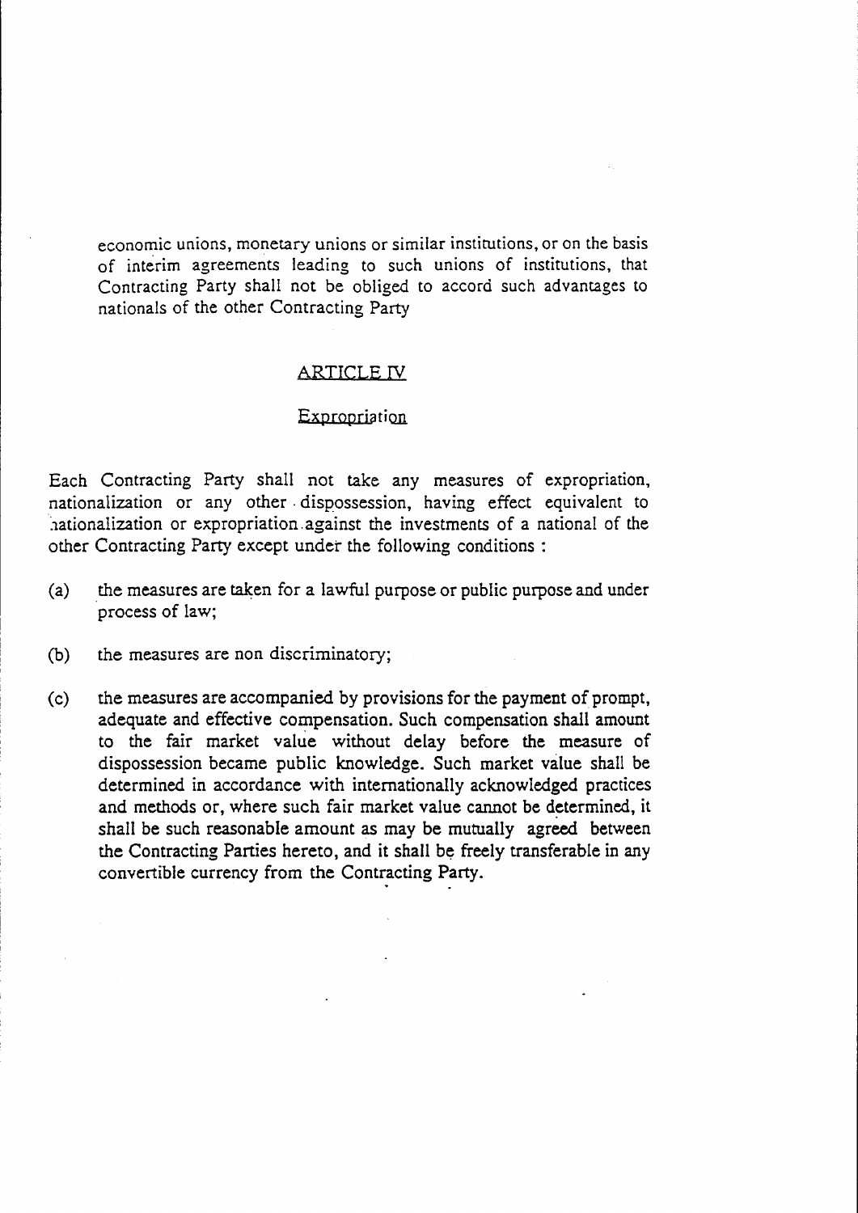economic unions, monetary unions or similar institutions, or on the basis of interim agreements leading to such unions of institutions, that Contracting Party shall not be obliged to accord such advantages to nationals of the other Contracting Party

## ARTICLE IV

### Expropriation

Each Contracting Party shall not take any measures of expropriation, nationalization or any other dispossession, having effect equivalent to nationalization or expropriation against the investments of a national of the other Contracting Party except under the following conditions :

(a) the measures are taken for a lawful purpose or public purpose and under process of law;

(b) the measures are non discriminatory;

(c) the measures are accompanied by provisions for the payment of prompt, adequate and effective compensation. Such compensation shall amount to the fair market value without delay before the measure of dispossession became public knowledge. Such market value shall be determined in accordance with internationally acknowledged practices and methods or, where such fair market value cannot be determined, it shall be such reasonable amount as may be mutually agreed between the Contracting Parties hereto, and it shall be freely transferable in any convertible currency from the Contracting Party.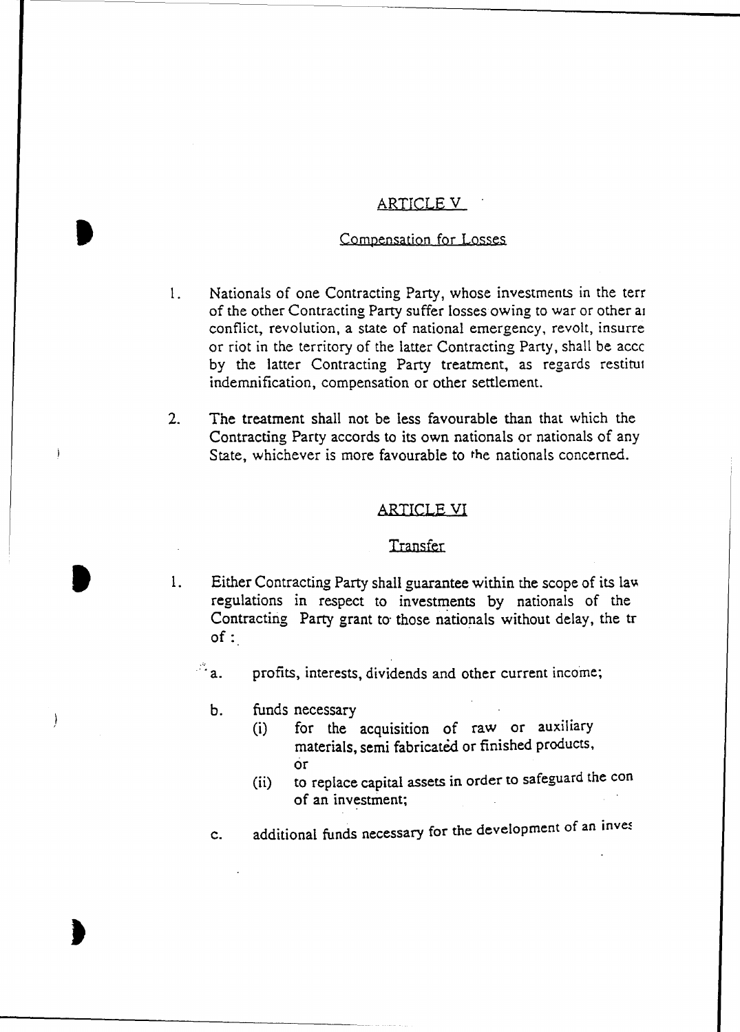## ARTICLE V

### Compensation for Losses

1. Nationals of one Contracting Party, whose investments in the terr of the other Contracting Party suffer losses owing to war or other ai conflict, revolution, a state of national emergency, revolt, insurre or riot in the territory of the latter Contracting Party, shall be accc by the latter Contracting Party treatment, as regards restitui indemnification, compensation or other settlement.

2. The treatment shall not be less favourable than that which the Contracting Party accords to its own nationals or nationals of any State, whichever is more favourable to the nationals concerned.

## ARTICLE VI

### Transfer

1. Either Contracting Party shall guarantee within the scope of its law regulations in respect to investments by nationals of the Contracting Party grant to those nationals without delay, the tr of :

   a. profits, interests, dividends and other current income;

   b. funds necessary
      (i) for the acquisition of raw or auxiliary materials, semi fabricated or finished products, or
      (ii) to replace capital assets in order to safeguard the con of an investment;

   c. additional funds necessary for the development of an inves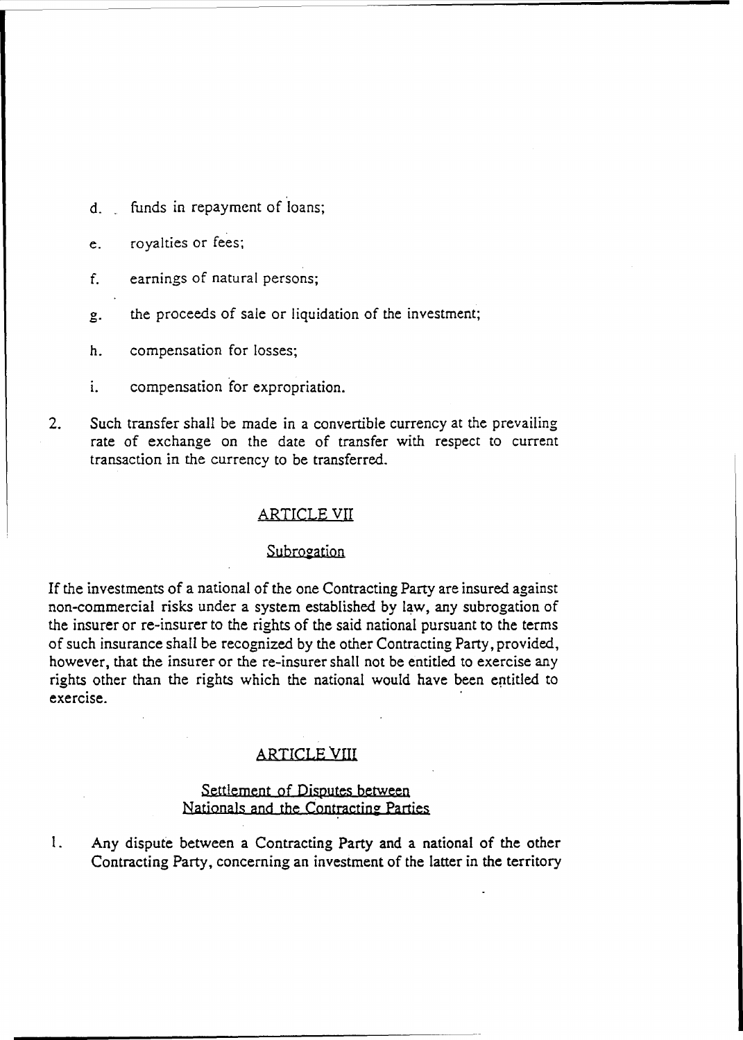d. funds in repayment of loans;

e. royalties or fees;

f. earnings of natural persons;

g. the proceeds of sale or liquidation of the investment;

h. compensation for losses;

i. compensation for expropriation.

2. Such transfer shall be made in a convertible currency at the prevailing rate of exchange on the date of transfer with respect to current transaction in the currency to be transferred.

## ARTICLE VII

### Subrogation

If the investments of a national of the one Contracting Party are insured against non-commercial risks under a system established by law, any subrogation of the insurer or re-insurer to the rights of the said national pursuant to the terms of such insurance shall be recognized by the other Contracting Party, provided, however, that the insurer or the re-insurer shall not be entitled to exercise any rights other than the rights which the national would have been entitled to exercise.

## ARTICLE VIII

### Settlement of Disputes between Nationals and the Contracting Parties

1. Any dispute between a Contracting Party and a national of the other Contracting Party, concerning an investment of the latter in the territory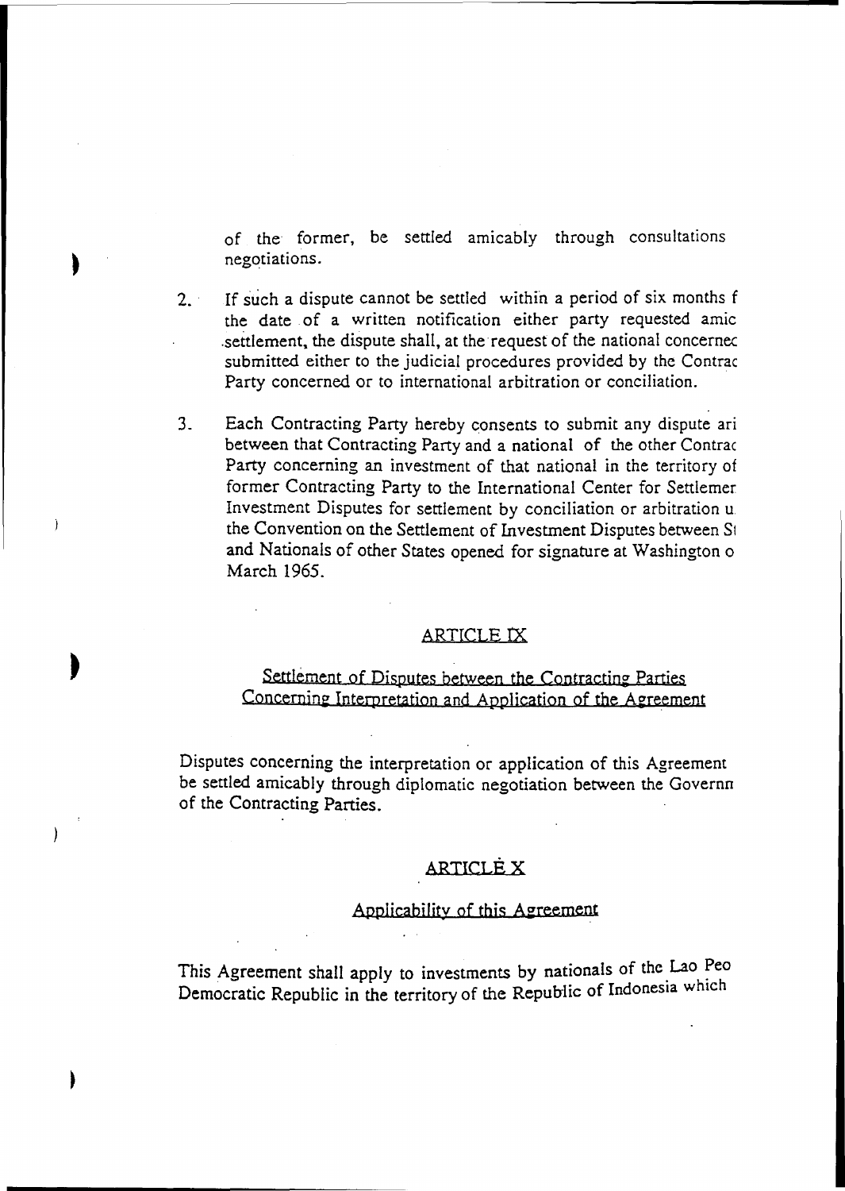of the former, be settled amicably through consultations negotiations.

2. If such a dispute cannot be settled within a period of six months f the date of a written notification either party requested amic settlement, the dispute shall, at the request of the national concernec submitted either to the judicial procedures provided by the Contrac Party concerned or to international arbitration or conciliation.

3. Each Contracting Party hereby consents to submit any dispute ari between that Contracting Party and a national of the other Contrac Party concerning an investment of that national in the territory of former Contracting Party to the International Center for Settlemer Investment Disputes for settlement by conciliation or arbitration u the Convention on the Settlement of Investment Disputes between St and Nationals of other States opened for signature at Washington o March 1965.

## ARTICLE IX

### Settlement of Disputes between the Contracting Parties Concerning Interpretation and Application of the Agreement

Disputes concerning the interpretation or application of this Agreement be settled amicably through diplomatic negotiation between the Governn of the Contracting Parties.

## ARTICLE X

### Applicability of this Agreement

This Agreement shall apply to investments by nationals of the Lao Peo Democratic Republic in the territory of the Republic of Indonesia which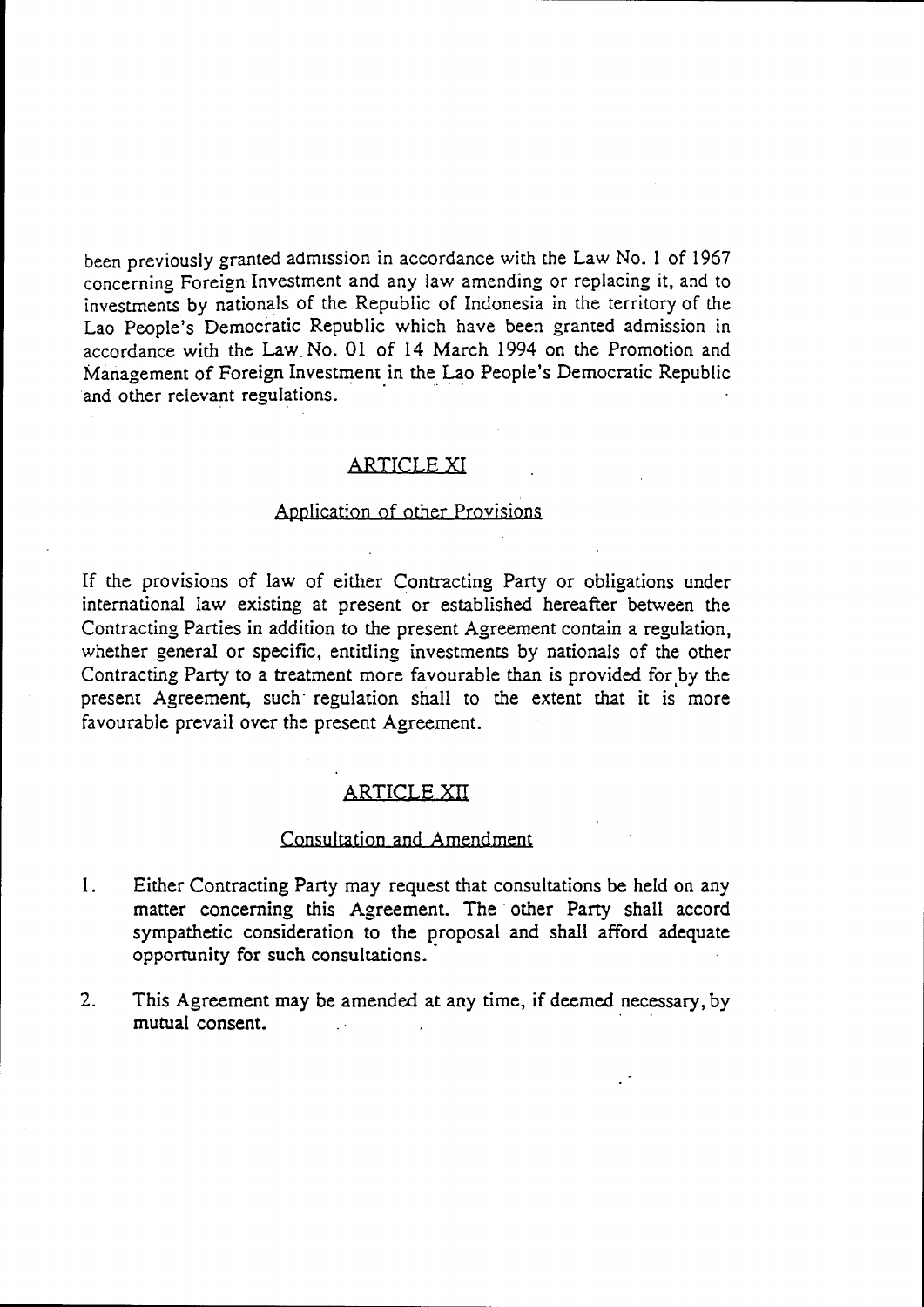been previously granted admission in accordance with the Law No. 1 of 1967 concerning Foreign Investment and any law amending or replacing it, and to investments by nationals of the Republic of Indonesia in the territory of the Lao People's Democratic Republic which have been granted admission in accordance with the Law No. 01 of 14 March 1994 on the Promotion and Management of Foreign Investment in the Lao People's Democratic Republic and other relevant regulations.

## ARTICLE XI

### Application of other Provisions

If the provisions of law of either Contracting Party or obligations under international law existing at present or established hereafter between the Contracting Parties in addition to the present Agreement contain a regulation, whether general or specific, entitling investments by nationals of the other Contracting Party to a treatment more favourable than is provided for by the present Agreement, such regulation shall to the extent that it is more favourable prevail over the present Agreement.

## ARTICLE XII

### Consultation and Amendment

1. Either Contracting Party may request that consultations be held on any matter concerning this Agreement. The other Party shall accord sympathetic consideration to the proposal and shall afford adequate opportunity for such consultations.

2. This Agreement may be amended at any time, if deemed necessary, by mutual consent.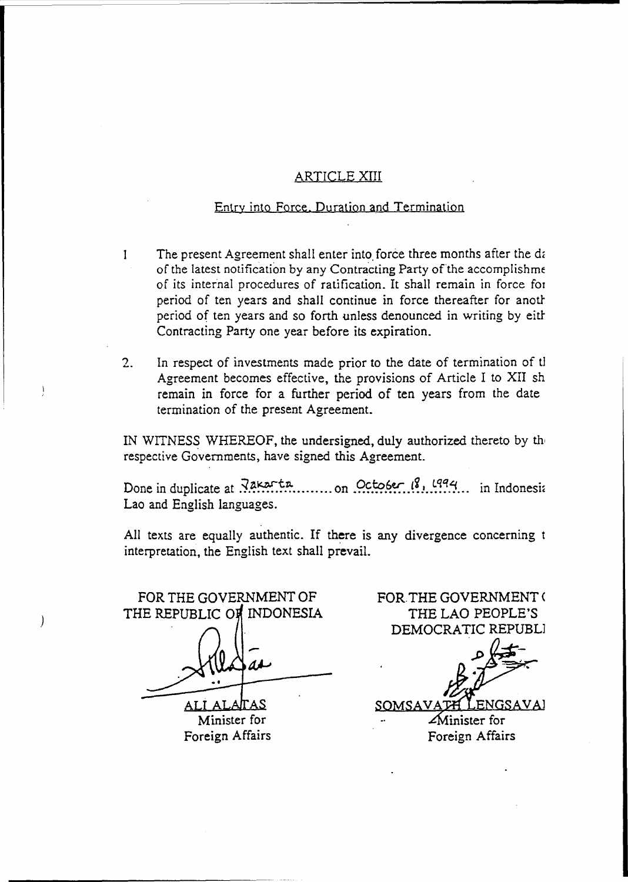## ARTICLE XIII

### Entry into Force, Duration and Termination

1 The present Agreement shall enter into force three months after the dɛ of the latest notification by any Contracting Party of the accomplishmɛ of its internal procedures of ratification. It shall remain in force foɪ period of ten years and shall continue in force thereafter for anotl period of ten years and so forth unless denounced in writing by eitl Contracting Party one year before its expiration.

2. In respect of investments made prior to the date of termination of tl Agreement becomes effective, the provisions of Article I to XII sh remain in force for a further period of ten years from the date termination of the present Agreement.

IN WITNESS WHEREOF, the undersigned, duly authorized thereto by th respective Governments, have signed this Agreement.

Done in duplicate at Jakarta........ on October 18, 1994... in Indonesiɛ Lao and English languages.

All texts are equally authentic. If there is any divergence concerning t interpretation, the English text shall prevail.

FOR THE GOVERNMENT OF THE REPUBLIC OF INDONESIA

ALI ALATAS
Minister for
Foreign Affairs

FOR THE GOVERNMENT ( THE LAO PEOPLE'S DEMOCRATIC REPUBLI

SOMSAVATH LENGSAVAI
Minister for
Foreign Affairs